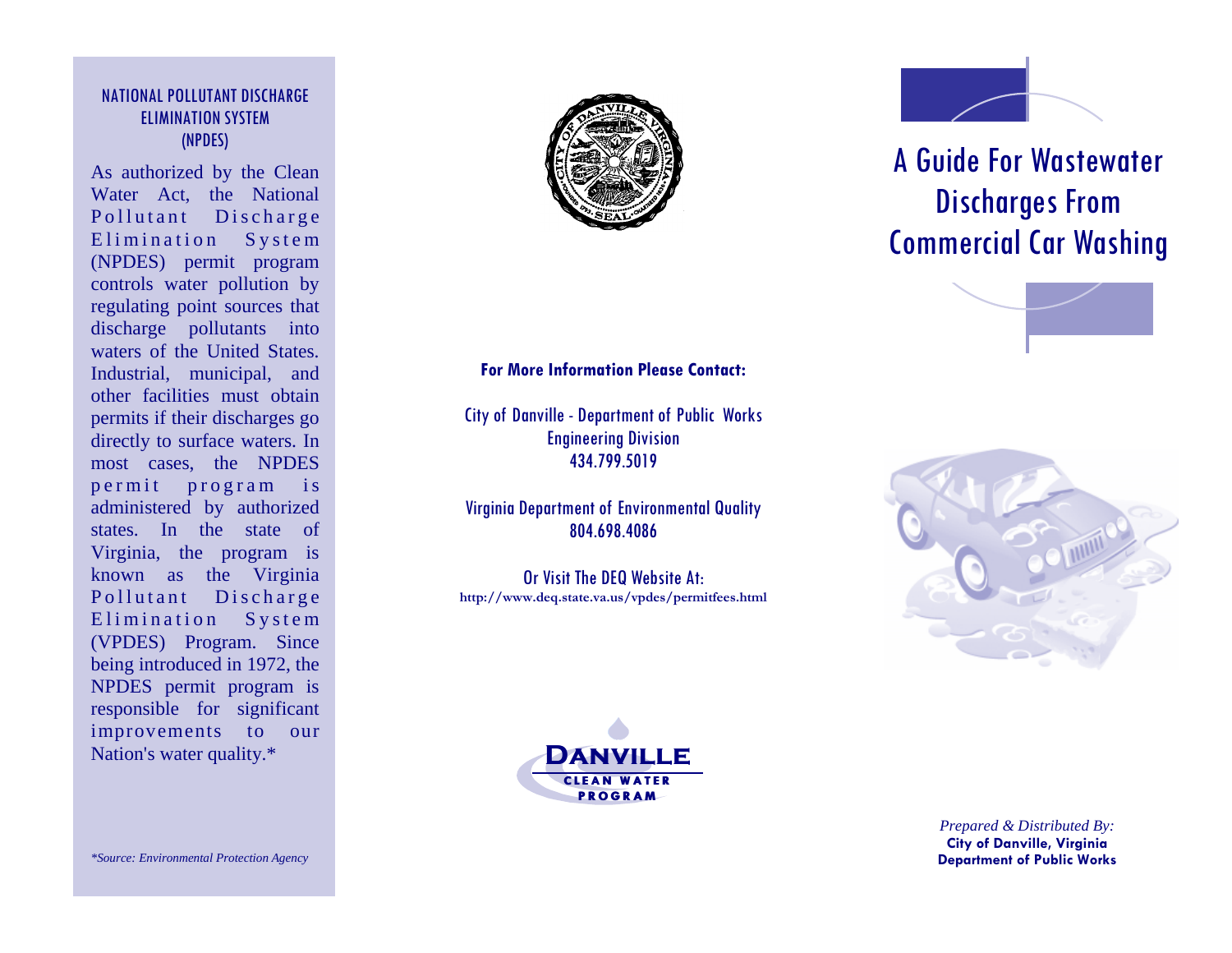## NATIONAL POLLUTANT DISCHARGE ELIMINATION SYSTEM (NPDES)

As authorized by the Clean Water Act, the National Pollutant Discharge Elimination System (NPDES) permit program controls water pollution by regulating point sources that discharge pollutants into waters of the United States. Industrial, municipal, and other facilities must obtain permits if their discharges go directly to surface waters. In most cases, the NPDES permit program is administered by authorized states. In the state of Virginia, the program is known as the Virginia Pollutant Discharge Elimination System (VPDES) Program. Since being introduced in 1972, the NPDES permit program is responsible for significant improvements to our Nation's water quality.*

*\*Source: Environmental Protection Agency*

**For More Information Please Contact:**

City of Danville - Department of Public Works
Engineering Division
434.799.5019

Virginia Department of Environmental Quality
804.698.4086

Or Visit The DEQ Website At:
**http://www.deq.state.va.us/vpdes/permitfees.html**

**DANVILLE CLEAN WATER PROGRAM**

# A Guide For Wastewater Discharges From Commercial Car Washing

*Prepared & Distributed By:*
**City of Danville, Virginia**
**Department of Public Works**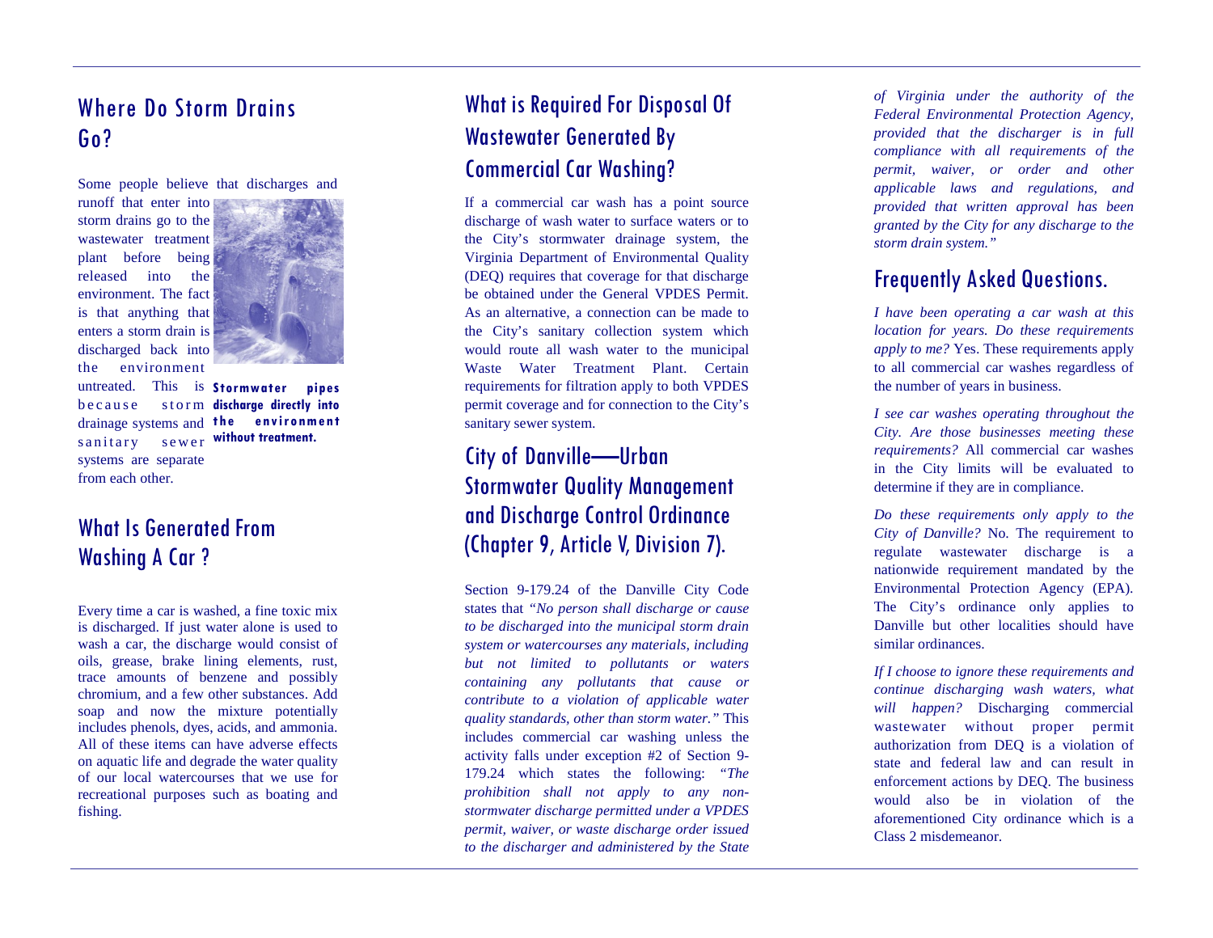## Where Do Storm Drains Go?

Some people believe that discharges and runoff that enter into storm drains go to the wastewater treatment plant before being released into the environment. The fact is that anything that enters a storm drain is discharged back into the environment untreated. This is because storm drainage systems and sanitary sewer systems are separate from each other.

**Stormwater pipes discharge directly into the environment without treatment.**

## What Is Generated From Washing A Car ?

Every time a car is washed, a fine toxic mix is discharged. If just water alone is used to wash a car, the discharge would consist of oils, grease, brake lining elements, rust, trace amounts of benzene and possibly chromium, and a few other substances. Add soap and now the mixture potentially includes phenols, dyes, acids, and ammonia. All of these items can have adverse effects on aquatic life and degrade the water quality of our local watercourses that we use for recreational purposes such as boating and fishing.

## What is Required For Disposal Of Wastewater Generated By Commercial Car Washing?

If a commercial car wash has a point source discharge of wash water to surface waters or to the City's stormwater drainage system, the Virginia Department of Environmental Quality (DEQ) requires that coverage for that discharge be obtained under the General VPDES Permit. As an alternative, a connection can be made to the City's sanitary collection system which would route all wash water to the municipal Waste Water Treatment Plant. Certain requirements for filtration apply to both VPDES permit coverage and for connection to the City's sanitary sewer system.

## City of Danville—Urban Stormwater Quality Management and Discharge Control Ordinance (Chapter 9, Article V, Division 7).

Section 9-179.24 of the Danville City Code states that *"No person shall discharge or cause to be discharged into the municipal storm drain system or watercourses any materials, including but not limited to pollutants or waters containing any pollutants that cause or contribute to a violation of applicable water quality standards, other than storm water."* This includes commercial car washing unless the activity falls under exception #2 of Section 9-179.24 which states the following: *"The prohibition shall not apply to any non-stormwater discharge permitted under a VPDES permit, waiver, or waste discharge order issued to the discharger and administered by the State of Virginia under the authority of the Federal Environmental Protection Agency, provided that the discharger is in full compliance with all requirements of the permit, waiver, or order and other applicable laws and regulations, and provided that written approval has been granted by the City for any discharge to the storm drain system."*

## Frequently Asked Questions.

*I have been operating a car wash at this location for years. Do these requirements apply to me?* Yes. These requirements apply to all commercial car washes regardless of the number of years in business.

*I see car washes operating throughout the City. Are those businesses meeting these requirements?* All commercial car washes in the City limits will be evaluated to determine if they are in compliance.

*Do these requirements only apply to the City of Danville?* No. The requirement to regulate wastewater discharge is a nationwide requirement mandated by the Environmental Protection Agency (EPA). The City's ordinance only applies to Danville but other localities should have similar ordinances.

*If I choose to ignore these requirements and continue discharging wash waters, what will happen?* Discharging commercial wastewater without proper permit authorization from DEQ is a violation of state and federal law and can result in enforcement actions by DEQ. The business would also be in violation of the aforementioned City ordinance which is a Class 2 misdemeanor.